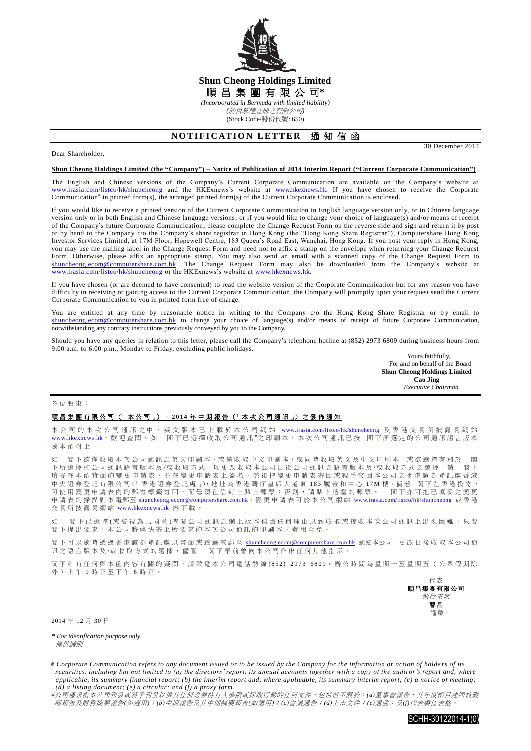**Shun Cheong Holdings Limited**

**順昌集團有限公司***

*(Incorporated in Bermuda with limited liability)*

*(於百慕達註冊之有限公司)*

(Stock Code/股份代號: 650)

## NOTIFICATION LETTER 通知信函

Dear Shareholder,

30 December 2014

**Shun Cheong Holdings Limited (the "Company") – Notice of Publication of 2014 Interim Report ("Current Corporate Communication")**

The English and Chinese versions of the Company's Current Corporate Communication are available on the Company's website at www.irasia.com/listco/hk/shuncheong and the HKExnews's website at www.hkexnews.hk. If you have chosen to receive the Corporate Communication# in printed form(s), the arranged printed form(s) of the Current Corporate Communication is enclosed.

If you would like to receive a printed version of the Current Corporate Communication in English language version only, or in Chinese language version only or in both English and Chinese language versions, or if you would like to change your choice of language(s) and/or means of receipt of the Company's future Corporate Communication, please complete the Change Request Form on the reverse side and sign and return it by post or by hand to the Company c/o the Company's share registrar in Hong Kong (the "Hong Kong Share Registrar"), Computershare Hong Kong Investor Services Limited, at 17M Floor, Hopewell Centre, 183 Queen's Road East, Wanchai, Hong Kong. If you post your reply in Hong Kong, you may use the mailing label in the Change Request Form and need not to affix a stamp on the envelope when returning your Change Request Form. Otherwise, please affix an appropriate stamp. You may also send an email with a scanned copy of the Change Request Form to shuncheong.ecom@computershare.com.hk. The Change Request Form may also be downloaded from the Company's website at www.irasia.com/listco/hk/shuncheong or the HKExnews's website at www.hkexnews.hk.

If you have chosen (or are deemed to have consented) to read the website version of the Corporate Communication but for any reason you have difficulty in receiving or gaining access to the Current Corporate Communication, the Company will promptly upon your request send the Current Corporate Communication to you in printed form free of charge.

You are entitled at any time by reasonable notice in writing to the Company c/o the Hong Kong Share Registrar or by email to shuncheong.ecom@computershare.com.hk to change your choice of language(s) and/or means of receipt of future Corporate Communication, notwithstanding any contrary instructions previously conveyed by you to the Company.

Should you have any queries in relation to this letter, please call the Company's telephone hotline at (852) 2973 6809 during business hours from 9:00 a.m. to 6:00 p.m., Monday to Friday, excluding public holidays.

Yours faithfully,
For and on behalf of the Board
**Shun Cheong Holdings Limited**
**Cao Jing**
*Executive Chairman*

---

各位股東：

**順昌集團有限公司（「本公司」）－2014年中期報告（「本次公司通訊」）之發佈通知**

本公司的本次公司通訊之中、英文版本已上載於本公司網站 www.irasia.com/listco/hk/shuncheong 及香港交易所披露易網站 www.hkexnews.hk，歡迎查閱。如 閣下已選擇收取公司通訊#之印刷本，本次公司通訊已按 閣下所選定的公司通訊語言版本隨本函附上。

如 閣下欲僅收取本次公司通訊之英文印刷本、或僅收取中文印刷本，或同時收取英文及中文印刷本，或欲選擇有別於 閣下所選擇的公司通訊語言版本及/或收取方式，以更改收取本公司日後公司通訊之語言版本及/或收取方式之選擇，請 閣下填妥在本函背面的變更申請表，並在變更申請表上簽名，然後把變更申請表寄回或親手交回本公司之香港證券登記處香港中央證券登記有限公司(「香港證券登記處」)，地址為香港灣仔皇后大道東183號合和中心17M樓。倘若 閣下在香港投寄，可使用變更申請表內的郵寄標籤寄回，而毋須在信封上貼上郵票；否則，請貼上適當的郵票。 閣下亦可把已填妥之變更申請表的掃描副本電郵至 shuncheong.ecom@computershare.com.hk。變更申請表可於本公司網站 www.irasia.com/listco/hk/shuncheong 或香港交易所披露易網站 www.hkexnews.hk 內下載。

如 閣下已選擇(或被視為已同意)查閱公司通訊之網上版本但因任何理由以致收取或接收本次公司通訊上出現困難，只要 閣下提出要求，本公司將儘快寄上所要求的本次公司通訊的印刷本，費用全免。

閣下可以隨時透過香港證券登記處以書面或透過電郵至 shuncheong.ecom@computershare.com.hk 通知本公司，更改日後收取本公司通訊之語言版本及/或收取方式的選擇，儘管 閣下早前曾向本公司作出任何其他指示。

閣下如有任何與本函內容有關的疑問，請致電本公司電話熱線(852) 2973 6809，辦公時間為星期一至星期五（公眾假期除外）上午9時正至下午6時正。

代表
**順昌集團有限公司**
*執行主席*
**曹晶**
謹啟

2014年12月30日

*\* For identification purpose only*
*僅供識別*

*# Corporate Communication refers to any document issued or to be issued by the Company for the information or action of holders of its securities, including but not limited to (a) the directors' report, its annual accounts together with a copy of the auditor's report and, where applicable, its summary financial report; (b) the interim report and, where applicable, its summary interim report; (c) a notice of meeting; (d) a listing document; (e) a circular; and (f) a proxy form.*

*#公司通訊指本公司刊發或將予刊發以供其任何證券持有人參照或採取行動的任何文件，包括但不限於：(a)董事會報告、其年度帳目連同核數師報告及財務摘要報告(如適用)；(b)中期報告及其中期摘要報告(如適用)；(c)會議通告；(d)上市文件；(e)通函；及(f)代表委任表格。*

SCHH-30122014-1(0)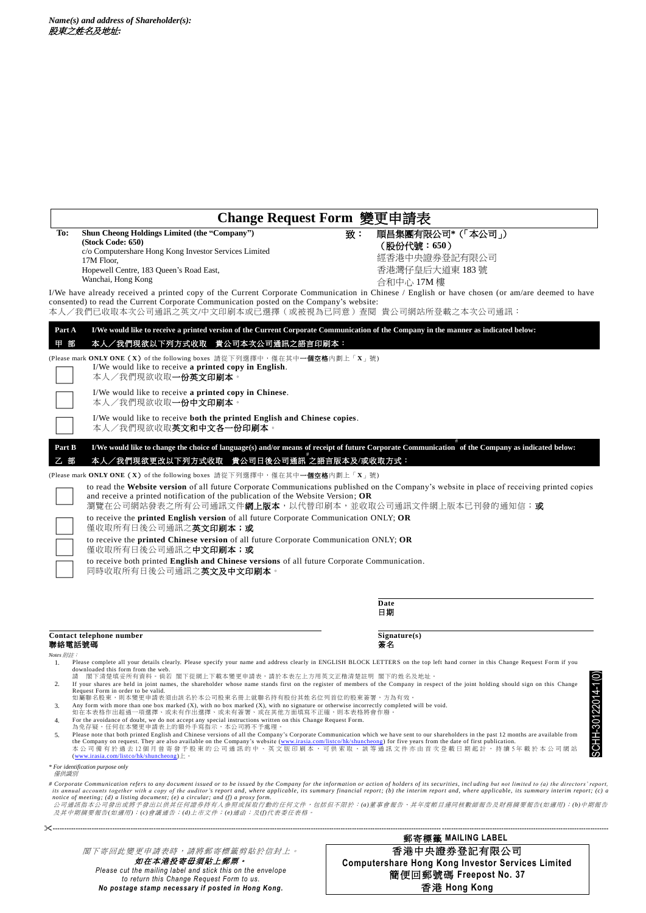*Name(s) and address of Shareholder(s):*
*股東之姓名及地址:*

# Change Request Form 變更申請表

**To:** **Shun Cheong Holdings Limited (the "Company")**
**(Stock Code: 650)**
c/o Computershare Hong Kong Investor Services Limited
17M Floor,
Hopewell Centre, 183 Queen's Road East,
Wanchai, Hong Kong

**致：** **順昌集團有限公司*（「本公司」）**
**（股份代號：650）**
經香港中央證券登記有限公司
香港灣仔皇后大道東 183 號
合和中心 17M 樓

I/We have already received a printed copy of the Current Corporate Communication in Chinese / English or have chosen (or am/are deemed to have consented) to read the Current Corporate Communication posted on the Company's website:
本人／我們已收取本次公司通訊之英文/中文印刷本或已選擇（或被視為已同意）查閱 貴公司網站所登載之本次公司通訊：

**Part A** **I/We would like to receive a printed version of the Current Corporate Communication of the Company in the manner as indicated below:**
**甲 部** **本人／我們現欲以下列方式收取 貴公司本次公司通訊之語言印刷本：**

(Please mark **ONLY ONE** ( **X** ) of the following boxes 請從下列選擇中，僅在其中**一個空格**內劃上「**X**」號)

☐ I/We would like to receive **a printed copy in English**.
本人／我們現欲收取**一份英文印刷本**。

☐ I/We would like to receive **a printed copy in Chinese**.
本人／我們現欲收取**一份中文印刷本**。

☐ I/We would like to receive **both the printed English and Chinese copies**.
本人／我們現欲收取**英文和中文各一份印刷本**。

**Part B** **I/We would like to change the choice of language(s) and/or means of receipt of future Corporate Communication# of the Company as indicated below:**
**乙 部** **本人／我們現欲更改以下列方式收取 貴公司日後公司通訊#之語言版本及/或收取方式：**

(Please mark **ONLY ONE** ( **X** ) of the following boxes 請從下列選擇中，僅在其中**一個空格**內劃上「**X**」號)

☐ to read the **Website version** of all future Corporate Communications published on the Company's website in place of receiving printed copies and receive a printed notification of the publication of the Website Version; **OR**
瀏覽在公司網站發表之所有公司通訊文件**網上版本**，以代替印刷本，並收取公司通訊文件網上版本已刊發的通知信；**或**

☐ to receive the **printed English version** of all future Corporate Communication ONLY; **OR**
僅收取所有日後公司通訊之**英文印刷本；或**

☐ to receive the **printed Chinese version** of all future Corporate Communication ONLY; **OR**
僅收取所有日後公司通訊之**中文印刷本；或**

☐ to receive both printed **English and Chinese versions** of all future Corporate Communication.
同時收取所有日後公司通訊之**英文及中文印刷本**。

**Date**
**日期**

**Contact telephone number**
**聯絡電話號碼**

**Signature(s)**
**簽名**

*Notes 附註：*

1. Please complete all your details clearly. Please specify your name and address clearly in ENGLISH BLOCK LETTERS on the top left hand corner in this Change Request Form if you downloaded this form from the web.
   請 閣下清楚填妥所有資料。倘若 閣下從網上下載本變更申請表，請於本表左上方用英文正楷清楚註明 閣下的姓名及地址。
2. If your shares are held in joint names, the shareholder whose name stands first on the register of members of the Company in respect of the joint holding should sign on this Change Request Form in order to be valid.
   如屬聯名股東，則本變更申請表須由該名於本公司股東名冊上就聯名持有股份其姓名位列首位的股東簽署，方為有效。
3. Any form with more than one box marked (X), with no box marked (X), with no signature or otherwise incorrectly completed will be void.
   如在本表格作出超過一項選擇、或未有作出選擇、或未有簽署、或在其他方面填寫不正確，則本表格將會作廢。
4. For the avoidance of doubt, we do not accept any special instructions written on this Change Request Form.
   為免存疑，任何在本變更申請表上的額外手寫指示，本公司將不予處理。
5. Please note that both printed English and Chinese versions of all the Company's Corporate Communication which we have sent to our shareholders in the past 12 months are available from the Company on request. They are also available on the Company's website (www.irasia.com/listco/hk/shuncheong) for five years from the date of first publication.
   本公司備有於過去12個月曾寄發予股東的公司通訊的中、英文版印刷本，可供索取。該等通訊文件亦由首次登載日期起計，持續5年載於本公司網站(www.irasia.com/listco/hk/shuncheong)上。

SCHH-30122014-1(0)

\* *For identification purpose only*
*僅供識別*

*# Corporate Communication refers to any document issued or to be issued by the Company for the information or action of holders of its securities, including but not limited to (a) the directors' report, its annual accounts together with a copy of the auditor's report and, where applicable, its summary financial report; (b) the interim report and, where applicable, its summary interim report; (c) a notice of meeting; (d) a listing document; (e) a circular; and (f) a proxy form.*
*公司通訊指本公司發出或將予發出以供其任何證券持有人參照或採取行動的任何文件，包括但不限於：(a)董事會報告、其年度帳目連同核數師報告及財務摘要報告(如適用)；(b)中期報告及其中期摘要報告(如適用)；(c)會議通告；(d)上市文件；(e)通函；及(f)代表委任表格。*

✂------------------------------------------------------------------------------------------------

*閣下寄回此變更申請表時，請將郵寄標籤剪貼於信封上。*
***如在本港投寄毋須貼上郵票。***
*Please cut the mailing label and stick this on the envelope to return this Change Request Form to us.*
***No postage stamp necessary if posted in Hong Kong.***

**郵寄標籤 MAILING LABEL**
**香港中央證券登記有限公司**
**Computershare Hong Kong Investor Services Limited**
**簡便回郵號碼 Freepost No. 37**
**香港 Hong Kong**